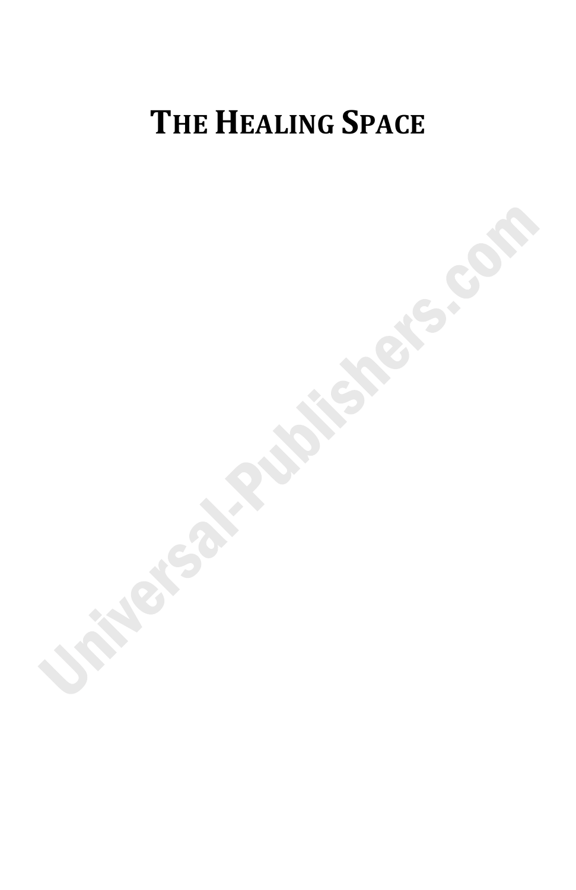# THE HEALING SPACE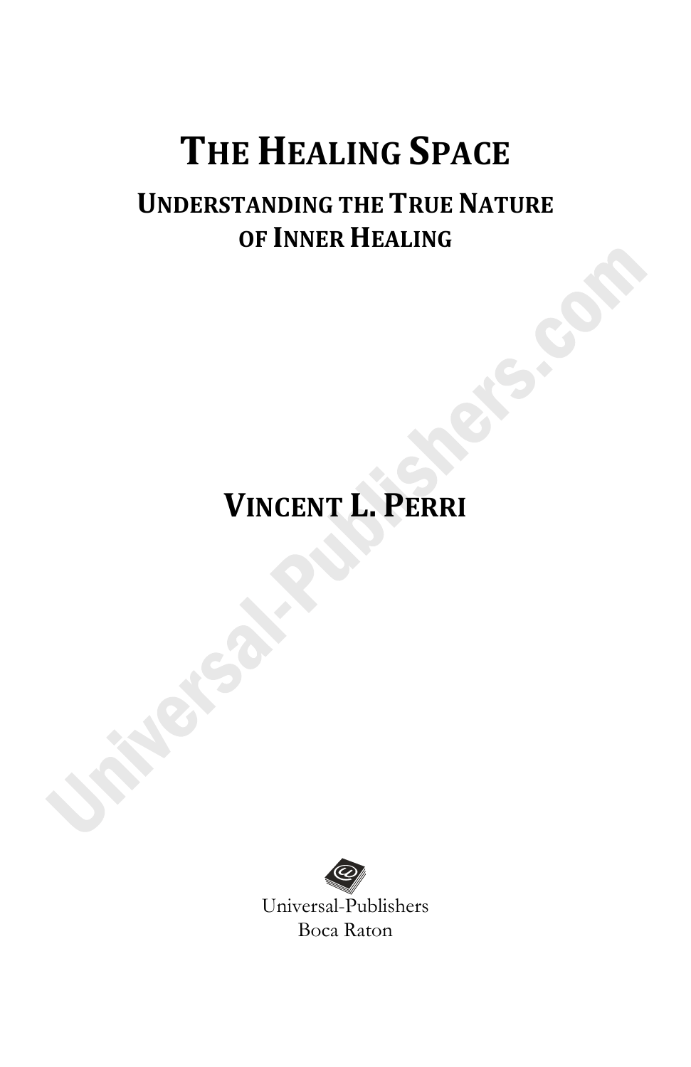# THE HEALING SPACE

## UNDERSTANDING THE TRUE NATURE OF INNER HEALING

**VINCENT L. PERRI**

Universal-Publishers
Boca Raton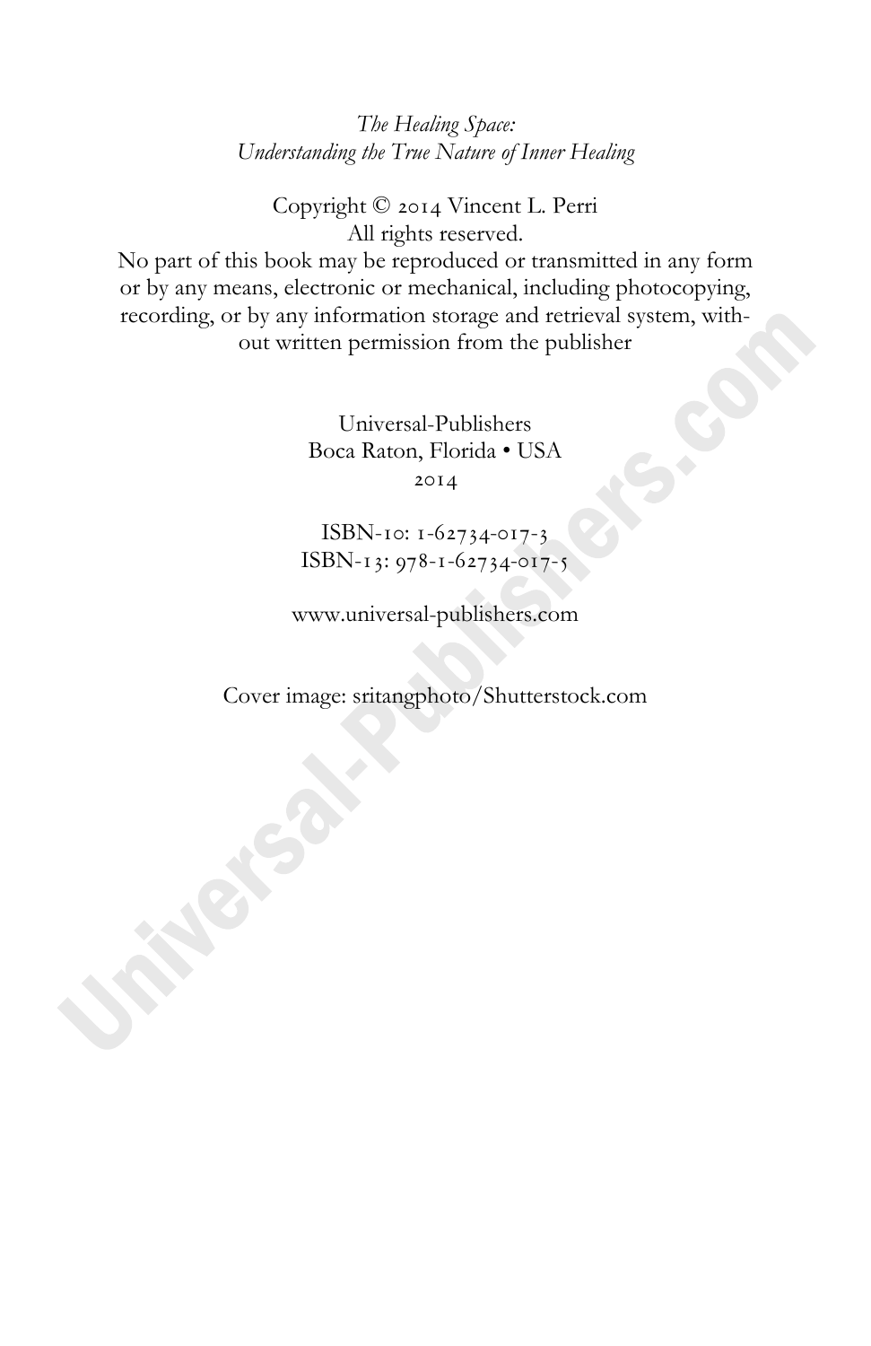*The Healing Space:*
*Understanding the True Nature of Inner Healing*

Copyright © 2014 Vincent L. Perri
All rights reserved.
No part of this book may be reproduced or transmitted in any form or by any means, electronic or mechanical, including photocopying, recording, or by any information storage and retrieval system, without written permission from the publisher

Universal-Publishers
Boca Raton, Florida • USA
2014

ISBN-10: 1-62734-017-3
ISBN-13: 978-1-62734-017-5

www.universal-publishers.com

Cover image: sritangphoto/Shutterstock.com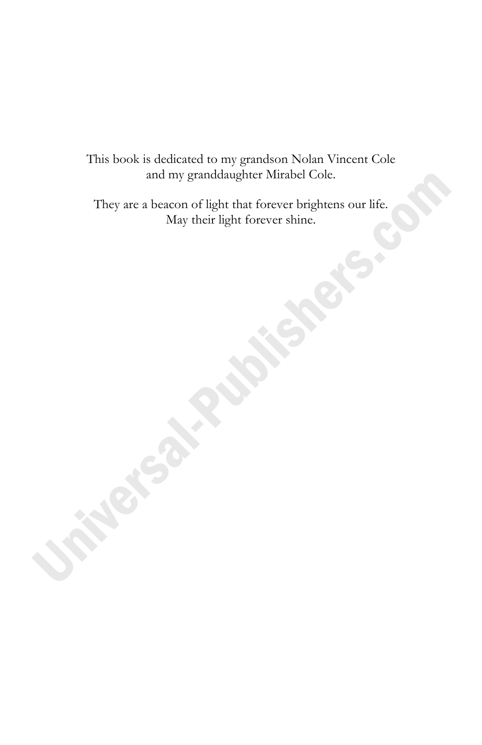This book is dedicated to my grandson Nolan Vincent Cole and my granddaughter Mirabel Cole.

They are a beacon of light that forever brightens our life. May their light forever shine.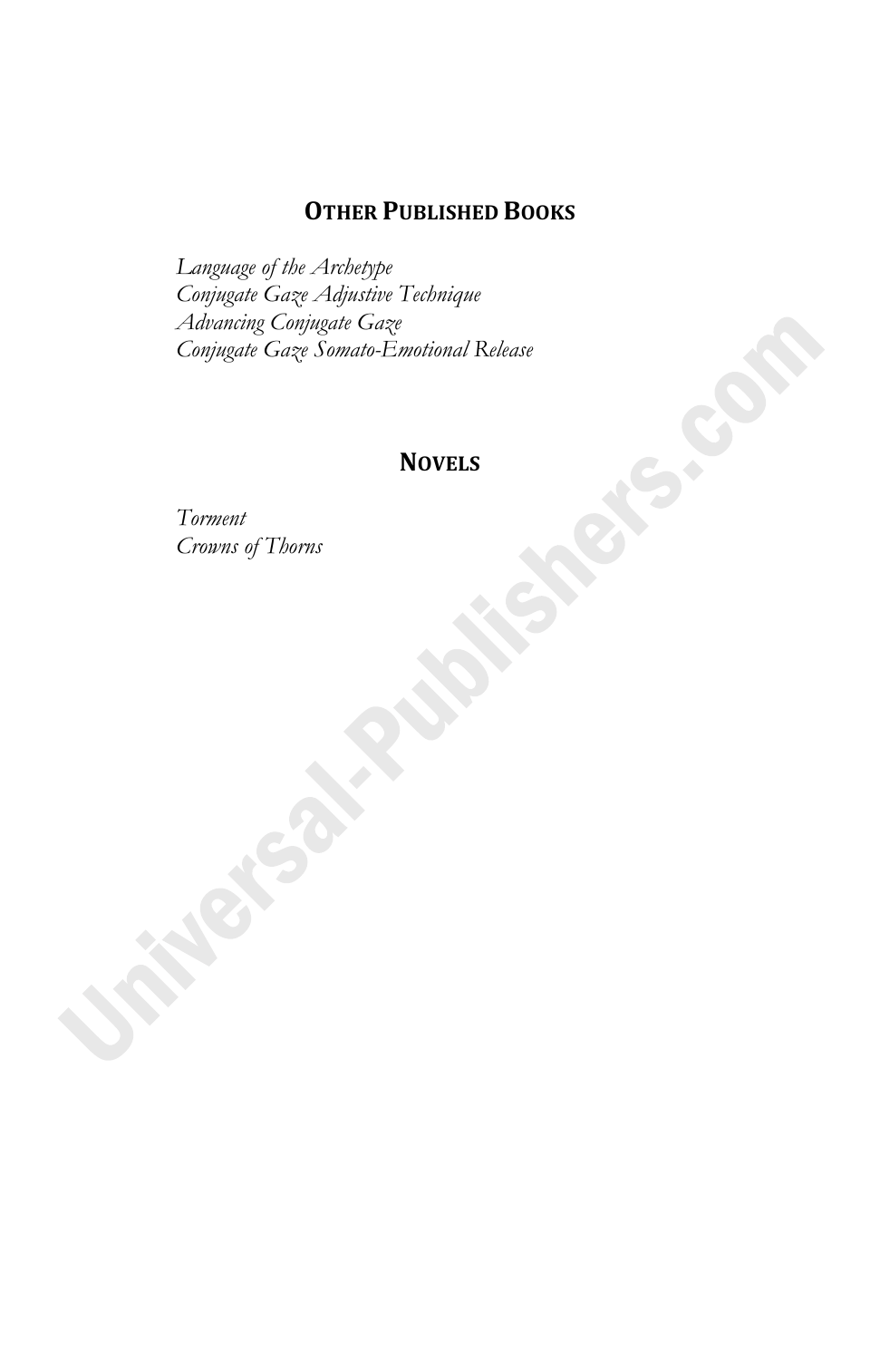## Other Published Books

*Language of the Archetype*
*Conjugate Gaze Adjustive Technique*
*Advancing Conjugate Gaze*
*Conjugate Gaze Somato-Emotional Release*

## Novels

*Torment*
*Crowns of Thorns*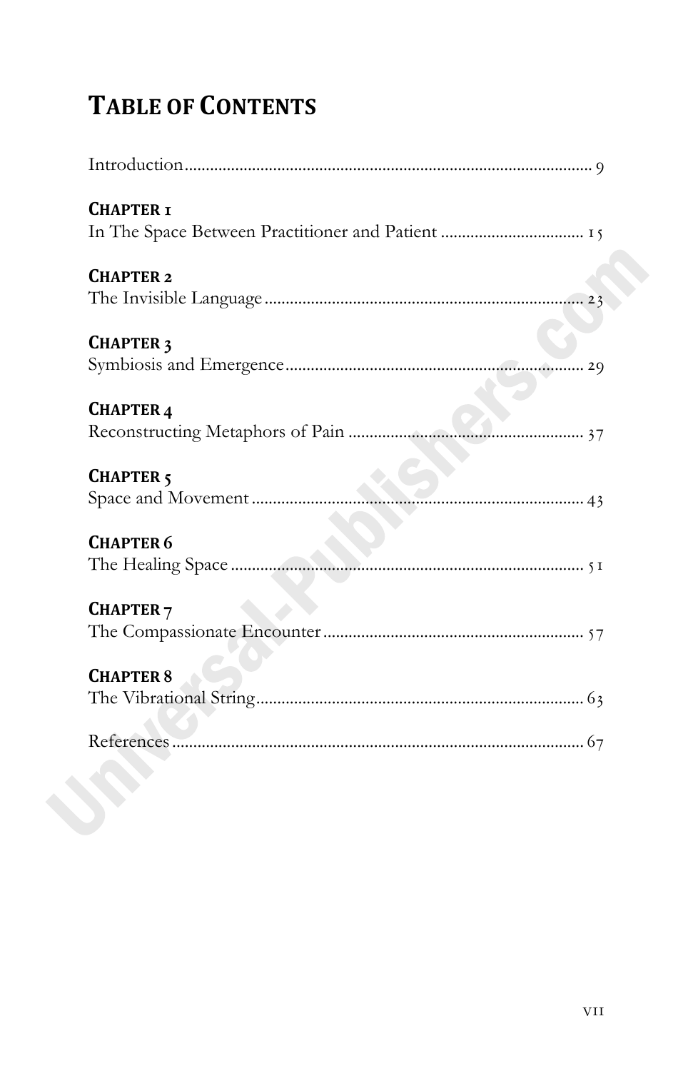# Table of Contents

Introduction ........................................ 9

**Chapter 1**
In The Space Between Practitioner and Patient ........................................ 15

**Chapter 2**
The Invisible Language ........................................ 23

**Chapter 3**
Symbiosis and Emergence ........................................ 29

**Chapter 4**
Reconstructing Metaphors of Pain ........................................ 37

**Chapter 5**
Space and Movement ........................................ 43

**Chapter 6**
The Healing Space ........................................ 51

**Chapter 7**
The Compassionate Encounter ........................................ 57

**Chapter 8**
The Vibrational String ........................................ 63

References ........................................ 67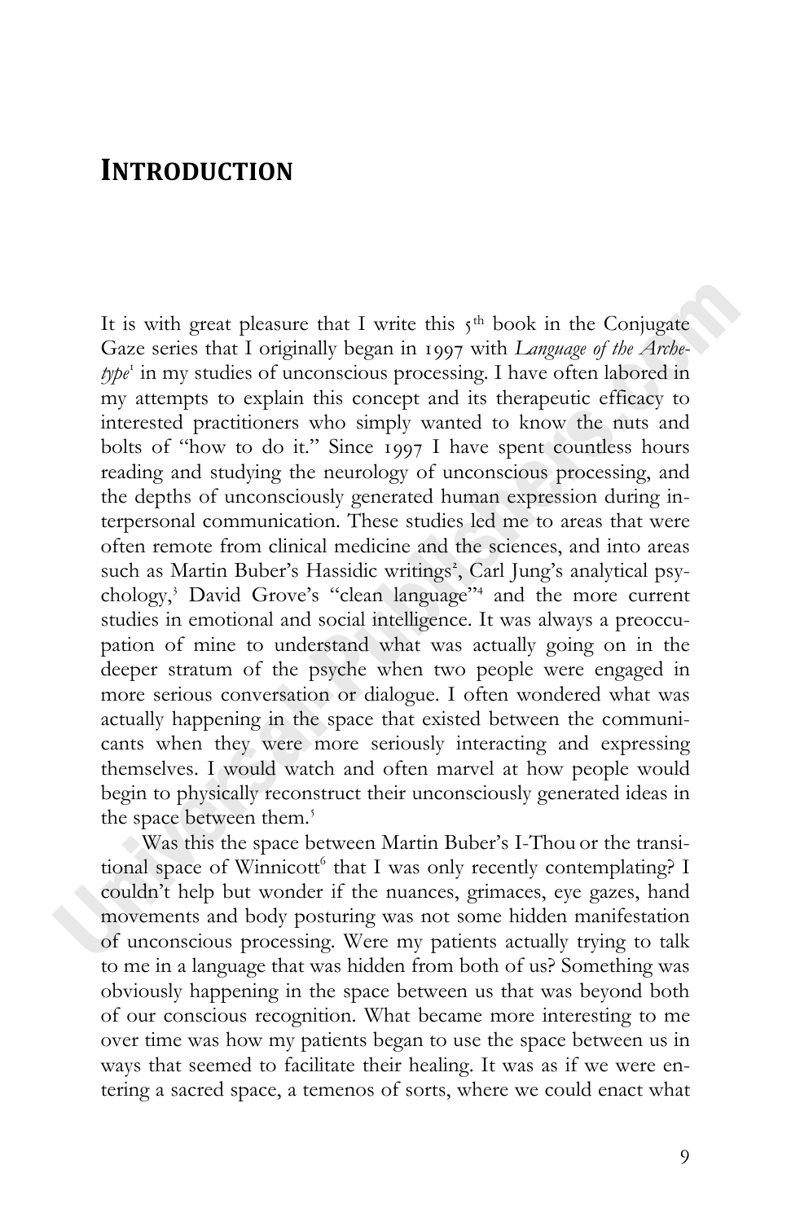## INTRODUCTION

It is with great pleasure that I write this 5th book in the Conjugate Gaze series that I originally began in 1997 with *Language of the Archetype*[1] in my studies of unconscious processing. I have often labored in my attempts to explain this concept and its therapeutic efficacy to interested practitioners who simply wanted to know the nuts and bolts of "how to do it." Since 1997 I have spent countless hours reading and studying the neurology of unconscious processing, and the depths of unconsciously generated human expression during interpersonal communication. These studies led me to areas that were often remote from clinical medicine and the sciences, and into areas such as Martin Buber's Hassidic writings[2], Carl Jung's analytical psychology,[3] David Grove's "clean language"[4] and the more current studies in emotional and social intelligence. It was always a preoccupation of mine to understand what was actually going on in the deeper stratum of the psyche when two people were engaged in more serious conversation or dialogue. I often wondered what was actually happening in the space that existed between the communicants when they were more seriously interacting and expressing themselves. I would watch and often marvel at how people would begin to physically reconstruct their unconsciously generated ideas in the space between them.[5]

Was this the space between Martin Buber's I-Thou or the transitional space of Winnicott[6] that I was only recently contemplating? I couldn't help but wonder if the nuances, grimaces, eye gazes, hand movements and body posturing was not some hidden manifestation of unconscious processing. Were my patients actually trying to talk to me in a language that was hidden from both of us? Something was obviously happening in the space between us that was beyond both of our conscious recognition. What became more interesting to me over time was how my patients began to use the space between us in ways that seemed to facilitate their healing. It was as if we were entering a sacred space, a temenos of sorts, where we could enact what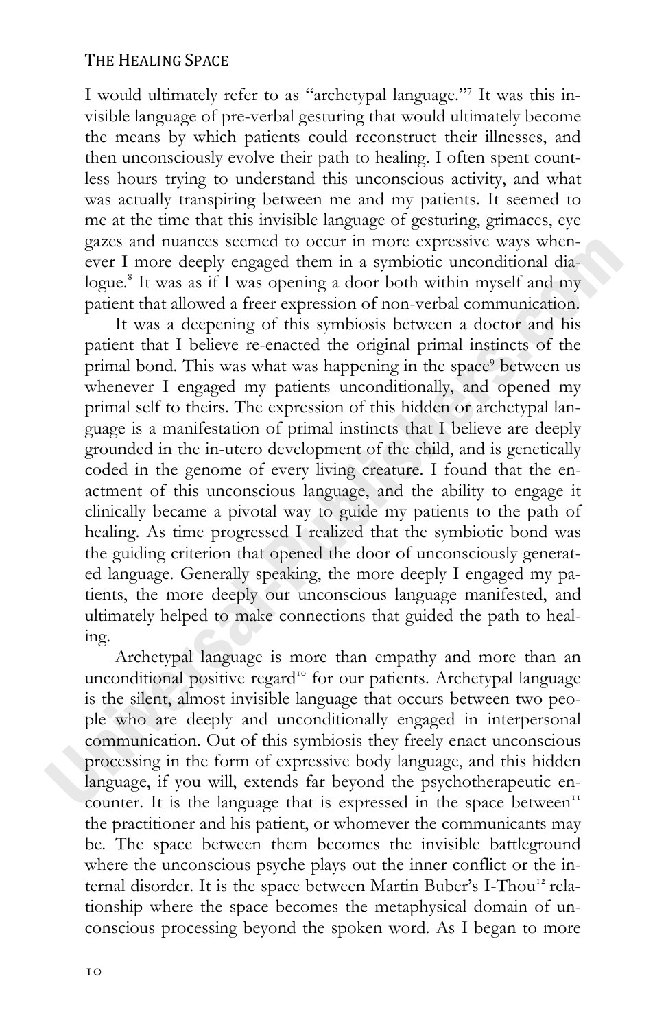I would ultimately refer to as "archetypal language."[7] It was this invisible language of pre-verbal gesturing that would ultimately become the means by which patients could reconstruct their illnesses, and then unconsciously evolve their path to healing. I often spent countless hours trying to understand this unconscious activity, and what was actually transpiring between me and my patients. It seemed to me at the time that this invisible language of gesturing, grimaces, eye gazes and nuances seemed to occur in more expressive ways whenever I more deeply engaged them in a symbiotic unconditional dialogue.[8] It was as if I was opening a door both within myself and my patient that allowed a freer expression of non-verbal communication.

It was a deepening of this symbiosis between a doctor and his patient that I believe re-enacted the original primal instincts of the primal bond. This was what was happening in the space[9] between us whenever I engaged my patients unconditionally, and opened my primal self to theirs. The expression of this hidden or archetypal language is a manifestation of primal instincts that I believe are deeply grounded in the in-utero development of the child, and is genetically coded in the genome of every living creature. I found that the enactment of this unconscious language, and the ability to engage it clinically became a pivotal way to guide my patients to the path of healing. As time progressed I realized that the symbiotic bond was the guiding criterion that opened the door of unconsciously generated language. Generally speaking, the more deeply I engaged my patients, the more deeply our unconscious language manifested, and ultimately helped to make connections that guided the path to healing.

Archetypal language is more than empathy and more than an unconditional positive regard[10] for our patients. Archetypal language is the silent, almost invisible language that occurs between two people who are deeply and unconditionally engaged in interpersonal communication. Out of this symbiosis they freely enact unconscious processing in the form of expressive body language, and this hidden language, if you will, extends far beyond the psychotherapeutic encounter. It is the language that is expressed in the space between[11] the practitioner and his patient, or whomever the communicants may be. The space between them becomes the invisible battleground where the unconscious psyche plays out the inner conflict or the internal disorder. It is the space between Martin Buber's I-Thou[12] relationship where the space becomes the metaphysical domain of unconscious processing beyond the spoken word. As I began to more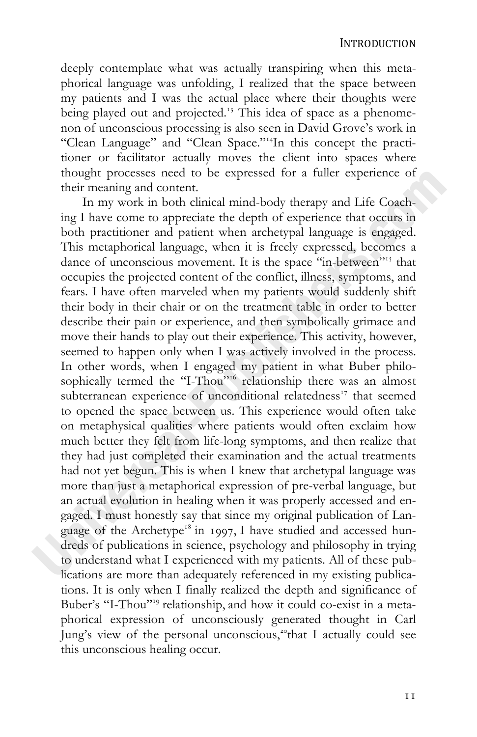deeply contemplate what was actually transpiring when this metaphorical language was unfolding, I realized that the space between my patients and I was the actual place where their thoughts were being played out and projected.[13] This idea of space as a phenomenon of unconscious processing is also seen in David Grove's work in "Clean Language" and "Clean Space."[14]In this concept the practitioner or facilitator actually moves the client into spaces where thought processes need to be expressed for a fuller experience of their meaning and content.

In my work in both clinical mind-body therapy and Life Coaching I have come to appreciate the depth of experience that occurs in both practitioner and patient when archetypal language is engaged. This metaphorical language, when it is freely expressed, becomes a dance of unconscious movement. It is the space "in-between"[15] that occupies the projected content of the conflict, illness, symptoms, and fears. I have often marveled when my patients would suddenly shift their body in their chair or on the treatment table in order to better describe their pain or experience, and then symbolically grimace and move their hands to play out their experience. This activity, however, seemed to happen only when I was actively involved in the process. In other words, when I engaged my patient in what Buber philosophically termed the "I-Thou"[16] relationship there was an almost subterranean experience of unconditional relatedness[17] that seemed to opened the space between us. This experience would often take on metaphysical qualities where patients would often exclaim how much better they felt from life-long symptoms, and then realize that they had just completed their examination and the actual treatments had not yet begun. This is when I knew that archetypal language was more than just a metaphorical expression of pre-verbal language, but an actual evolution in healing when it was properly accessed and engaged. I must honestly say that since my original publication of Language of the Archetype[18] in 1997, I have studied and accessed hundreds of publications in science, psychology and philosophy in trying to understand what I experienced with my patients. All of these publications are more than adequately referenced in my existing publications. It is only when I finally realized the depth and significance of Buber's "I-Thou"[19] relationship, and how it could co-exist in a metaphorical expression of unconsciously generated thought in Carl Jung's view of the personal unconscious,[20]that I actually could see this unconscious healing occur.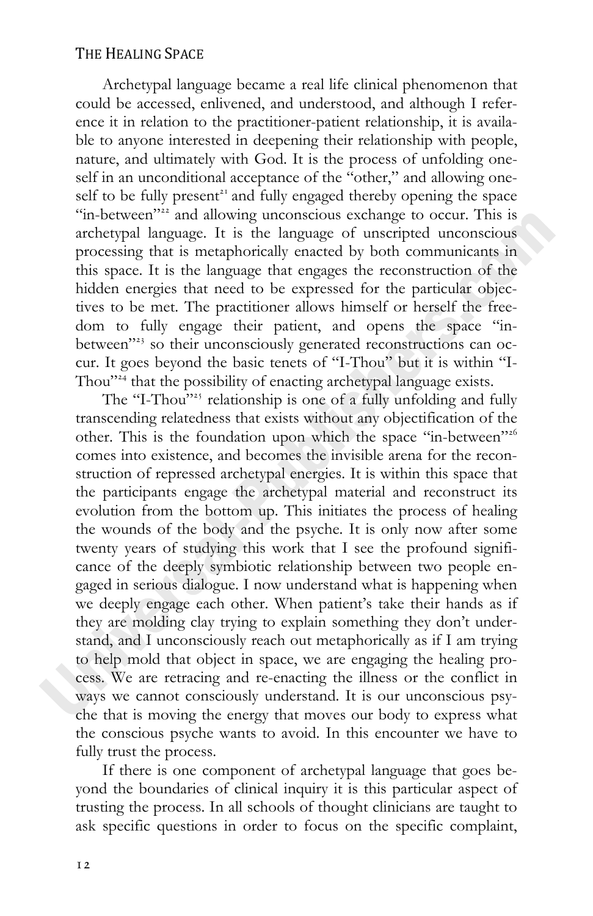Archetypal language became a real life clinical phenomenon that could be accessed, enlivened, and understood, and although I reference it in relation to the practitioner-patient relationship, it is available to anyone interested in deepening their relationship with people, nature, and ultimately with God. It is the process of unfolding oneself in an unconditional acceptance of the "other," and allowing oneself to be fully present[21] and fully engaged thereby opening the space "in-between"[22] and allowing unconscious exchange to occur. This is archetypal language. It is the language of unscripted unconscious processing that is metaphorically enacted by both communicants in this space. It is the language that engages the reconstruction of the hidden energies that need to be expressed for the particular objectives to be met. The practitioner allows himself or herself the freedom to fully engage their patient, and opens the space "in-between"[23] so their unconsciously generated reconstructions can occur. It goes beyond the basic tenets of "I-Thou" but it is within "I-Thou"[24] that the possibility of enacting archetypal language exists.

The "I-Thou"[25] relationship is one of a fully unfolding and fully transcending relatedness that exists without any objectification of the other. This is the foundation upon which the space "in-between"[26] comes into existence, and becomes the invisible arena for the reconstruction of repressed archetypal energies. It is within this space that the participants engage the archetypal material and reconstruct its evolution from the bottom up. This initiates the process of healing the wounds of the body and the psyche. It is only now after some twenty years of studying this work that I see the profound significance of the deeply symbiotic relationship between two people engaged in serious dialogue. I now understand what is happening when we deeply engage each other. When patient's take their hands as if they are molding clay trying to explain something they don't understand, and I unconsciously reach out metaphorically as if I am trying to help mold that object in space, we are engaging the healing process. We are retracing and re-enacting the illness or the conflict in ways we cannot consciously understand. It is our unconscious psyche that is moving the energy that moves our body to express what the conscious psyche wants to avoid. In this encounter we have to fully trust the process.

If there is one component of archetypal language that goes beyond the boundaries of clinical inquiry it is this particular aspect of trusting the process. In all schools of thought clinicians are taught to ask specific questions in order to focus on the specific complaint,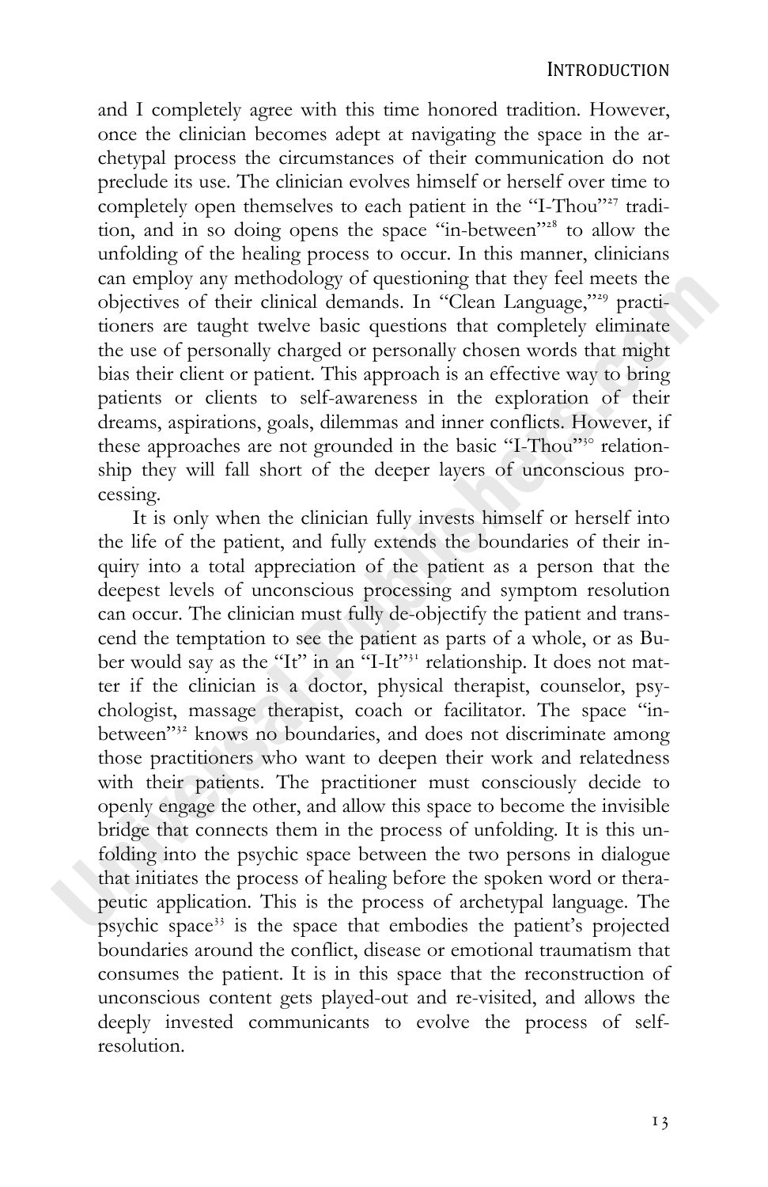and I completely agree with this time honored tradition. However, once the clinician becomes adept at navigating the space in the archetypal process the circumstances of their communication do not preclude its use. The clinician evolves himself or herself over time to completely open themselves to each patient in the "I-Thou"[27] tradition, and in so doing opens the space "in-between"[28] to allow the unfolding of the healing process to occur. In this manner, clinicians can employ any methodology of questioning that they feel meets the objectives of their clinical demands. In "Clean Language,"[29] practitioners are taught twelve basic questions that completely eliminate the use of personally charged or personally chosen words that might bias their client or patient. This approach is an effective way to bring patients or clients to self-awareness in the exploration of their dreams, aspirations, goals, dilemmas and inner conflicts. However, if these approaches are not grounded in the basic "I-Thou"[30] relationship they will fall short of the deeper layers of unconscious processing.

It is only when the clinician fully invests himself or herself into the life of the patient, and fully extends the boundaries of their inquiry into a total appreciation of the patient as a person that the deepest levels of unconscious processing and symptom resolution can occur. The clinician must fully de-objectify the patient and transcend the temptation to see the patient as parts of a whole, or as Buber would say as the "It" in an "I-It"[31] relationship. It does not matter if the clinician is a doctor, physical therapist, counselor, psychologist, massage therapist, coach or facilitator. The space "in-between"[32] knows no boundaries, and does not discriminate among those practitioners who want to deepen their work and relatedness with their patients. The practitioner must consciously decide to openly engage the other, and allow this space to become the invisible bridge that connects them in the process of unfolding. It is this unfolding into the psychic space between the two persons in dialogue that initiates the process of healing before the spoken word or therapeutic application. This is the process of archetypal language. The psychic space[33] is the space that embodies the patient's projected boundaries around the conflict, disease or emotional traumatism that consumes the patient. It is in this space that the reconstruction of unconscious content gets played-out and re-visited, and allows the deeply invested communicants to evolve the process of self-resolution.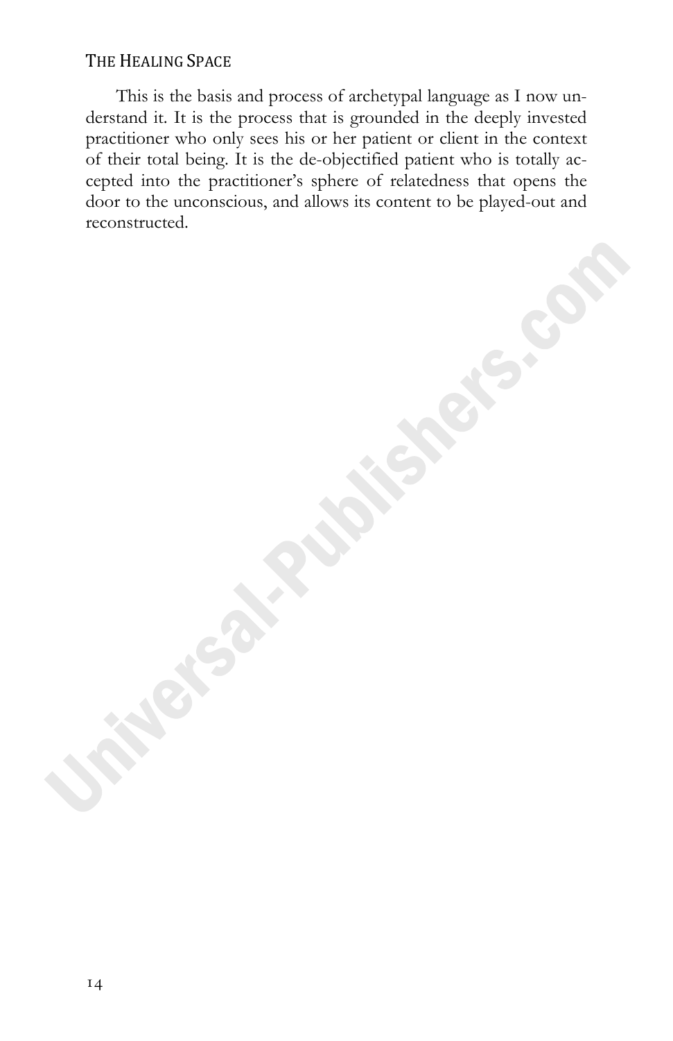This is the basis and process of archetypal language as I now understand it. It is the process that is grounded in the deeply invested practitioner who only sees his or her patient or client in the context of their total being. It is the de-objectified patient who is totally accepted into the practitioner's sphere of relatedness that opens the door to the unconscious, and allows its content to be played-out and reconstructed.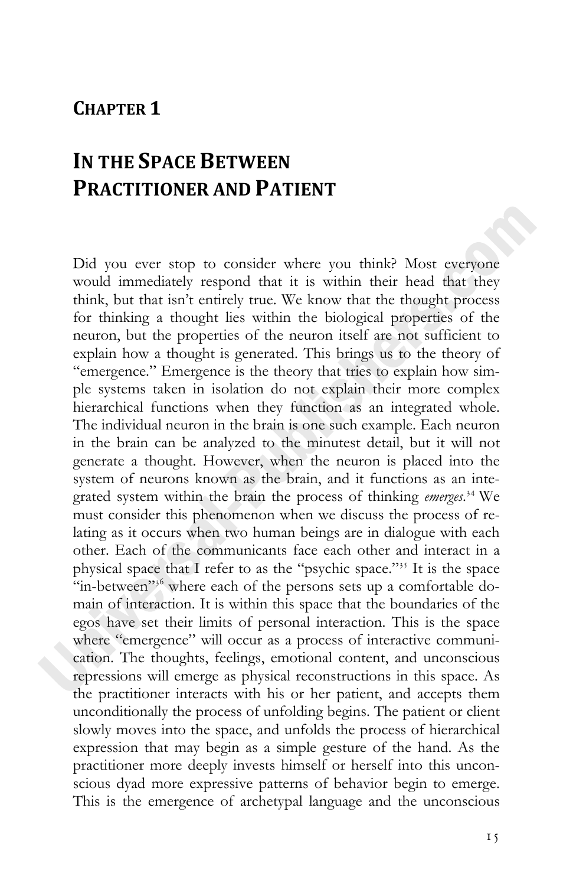# CHAPTER 1

# IN THE SPACE BETWEEN PRACTITIONER AND PATIENT

Did you ever stop to consider where you think? Most everyone would immediately respond that it is within their head that they think, but that isn't entirely true. We know that the thought process for thinking a thought lies within the biological properties of the neuron, but the properties of the neuron itself are not sufficient to explain how a thought is generated. This brings us to the theory of "emergence." Emergence is the theory that tries to explain how simple systems taken in isolation do not explain their more complex hierarchical functions when they function as an integrated whole. The individual neuron in the brain is one such example. Each neuron in the brain can be analyzed to the minutest detail, but it will not generate a thought. However, when the neuron is placed into the system of neurons known as the brain, and it functions as an integrated system within the brain the process of thinking *emerges*.[34] We must consider this phenomenon when we discuss the process of relating as it occurs when two human beings are in dialogue with each other. Each of the communicants face each other and interact in a physical space that I refer to as the "psychic space."[35] It is the space "in-between"[36] where each of the persons sets up a comfortable domain of interaction. It is within this space that the boundaries of the egos have set their limits of personal interaction. This is the space where "emergence" will occur as a process of interactive communication. The thoughts, feelings, emotional content, and unconscious repressions will emerge as physical reconstructions in this space. As the practitioner interacts with his or her patient, and accepts them unconditionally the process of unfolding begins. The patient or client slowly moves into the space, and unfolds the process of hierarchical expression that may begin as a simple gesture of the hand. As the practitioner more deeply invests himself or herself into this unconscious dyad more expressive patterns of behavior begin to emerge. This is the emergence of archetypal language and the unconscious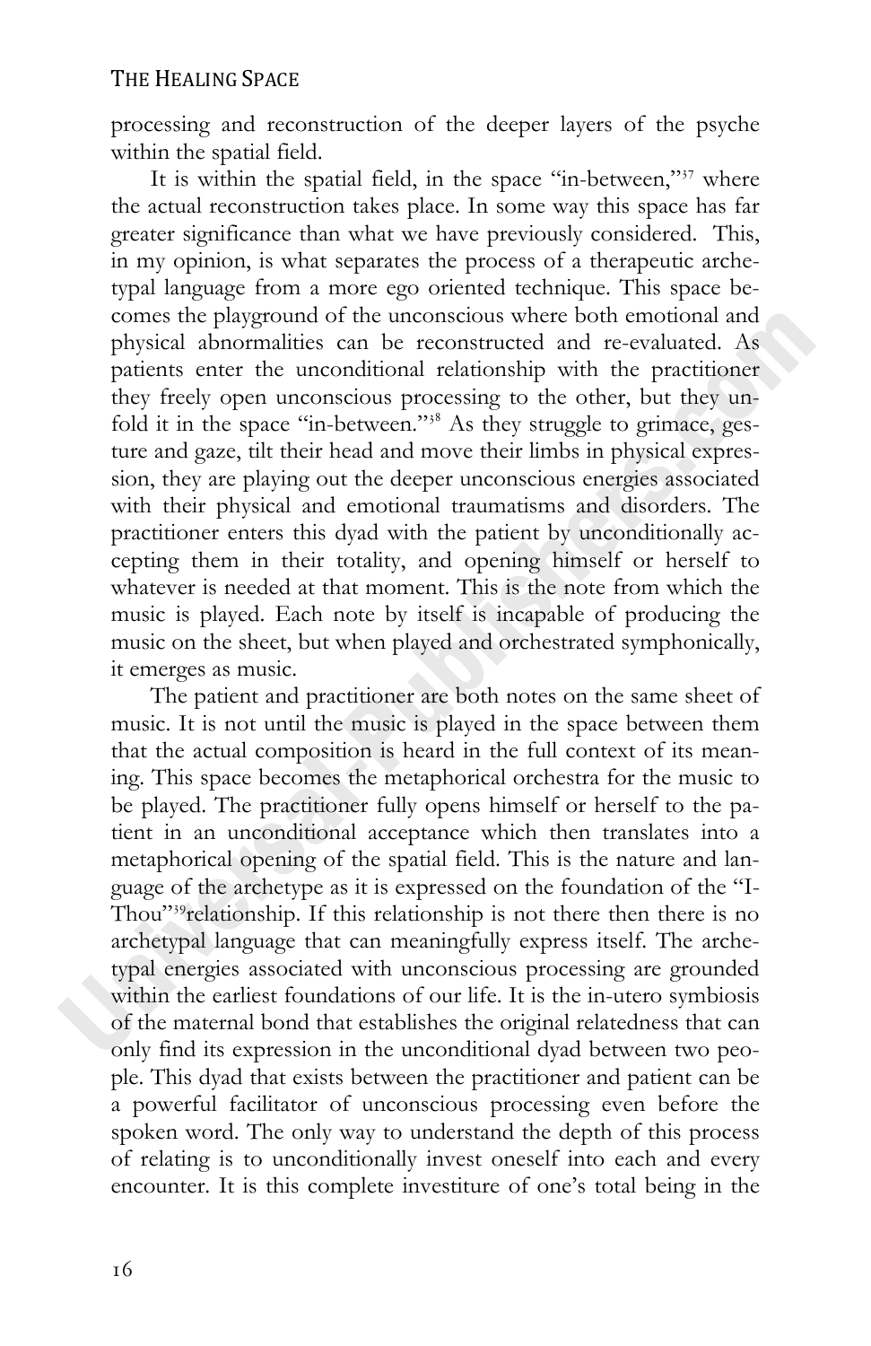processing and reconstruction of the deeper layers of the psyche within the spatial field.

It is within the spatial field, in the space "in-between,"[37] where the actual reconstruction takes place. In some way this space has far greater significance than what we have previously considered. This, in my opinion, is what separates the process of a therapeutic archetypal language from a more ego oriented technique. This space becomes the playground of the unconscious where both emotional and physical abnormalities can be reconstructed and re-evaluated. As patients enter the unconditional relationship with the practitioner they freely open unconscious processing to the other, but they unfold it in the space "in-between."[38] As they struggle to grimace, gesture and gaze, tilt their head and move their limbs in physical expression, they are playing out the deeper unconscious energies associated with their physical and emotional traumatisms and disorders. The practitioner enters this dyad with the patient by unconditionally accepting them in their totality, and opening himself or herself to whatever is needed at that moment. This is the note from which the music is played. Each note by itself is incapable of producing the music on the sheet, but when played and orchestrated symphonically, it emerges as music.

The patient and practitioner are both notes on the same sheet of music. It is not until the music is played in the space between them that the actual composition is heard in the full context of its meaning. This space becomes the metaphorical orchestra for the music to be played. The practitioner fully opens himself or herself to the patient in an unconditional acceptance which then translates into a metaphorical opening of the spatial field. This is the nature and language of the archetype as it is expressed on the foundation of the "I-Thou"[39]relationship. If this relationship is not there then there is no archetypal language that can meaningfully express itself. The archetypal energies associated with unconscious processing are grounded within the earliest foundations of our life. It is the in-utero symbiosis of the maternal bond that establishes the original relatedness that can only find its expression in the unconditional dyad between two people. This dyad that exists between the practitioner and patient can be a powerful facilitator of unconscious processing even before the spoken word. The only way to understand the depth of this process of relating is to unconditionally invest oneself into each and every encounter. It is this complete investiture of one's total being in the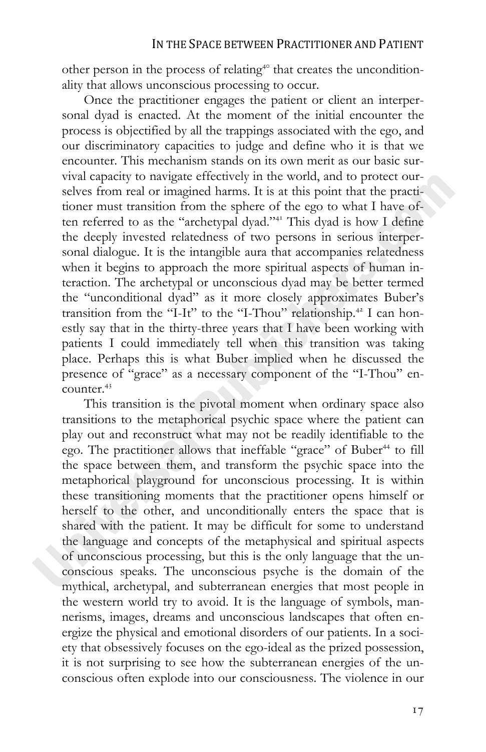other person in the process of relating[40] that creates the unconditionality that allows unconscious processing to occur.

Once the practitioner engages the patient or client an interpersonal dyad is enacted. At the moment of the initial encounter the process is objectified by all the trappings associated with the ego, and our discriminatory capacities to judge and define who it is that we encounter. This mechanism stands on its own merit as our basic survival capacity to navigate effectively in the world, and to protect ourselves from real or imagined harms. It is at this point that the practitioner must transition from the sphere of the ego to what I have often referred to as the "archetypal dyad."[41] This dyad is how I define the deeply invested relatedness of two persons in serious interpersonal dialogue. It is the intangible aura that accompanies relatedness when it begins to approach the more spiritual aspects of human interaction. The archetypal or unconscious dyad may be better termed the "unconditional dyad" as it more closely approximates Buber's transition from the "I-It" to the "I-Thou" relationship.[42] I can honestly say that in the thirty-three years that I have been working with patients I could immediately tell when this transition was taking place. Perhaps this is what Buber implied when he discussed the presence of "grace" as a necessary component of the "I-Thou" encounter.[43]

This transition is the pivotal moment when ordinary space also transitions to the metaphorical psychic space where the patient can play out and reconstruct what may not be readily identifiable to the ego. The practitioner allows that ineffable "grace" of Buber[44] to fill the space between them, and transform the psychic space into the metaphorical playground for unconscious processing. It is within these transitioning moments that the practitioner opens himself or herself to the other, and unconditionally enters the space that is shared with the patient. It may be difficult for some to understand the language and concepts of the metaphysical and spiritual aspects of unconscious processing, but this is the only language that the unconscious speaks. The unconscious psyche is the domain of the mythical, archetypal, and subterranean energies that most people in the western world try to avoid. It is the language of symbols, mannerisms, images, dreams and unconscious landscapes that often energize the physical and emotional disorders of our patients. In a society that obsessively focuses on the ego-ideal as the prized possession, it is not surprising to see how the subterranean energies of the unconscious often explode into our consciousness. The violence in our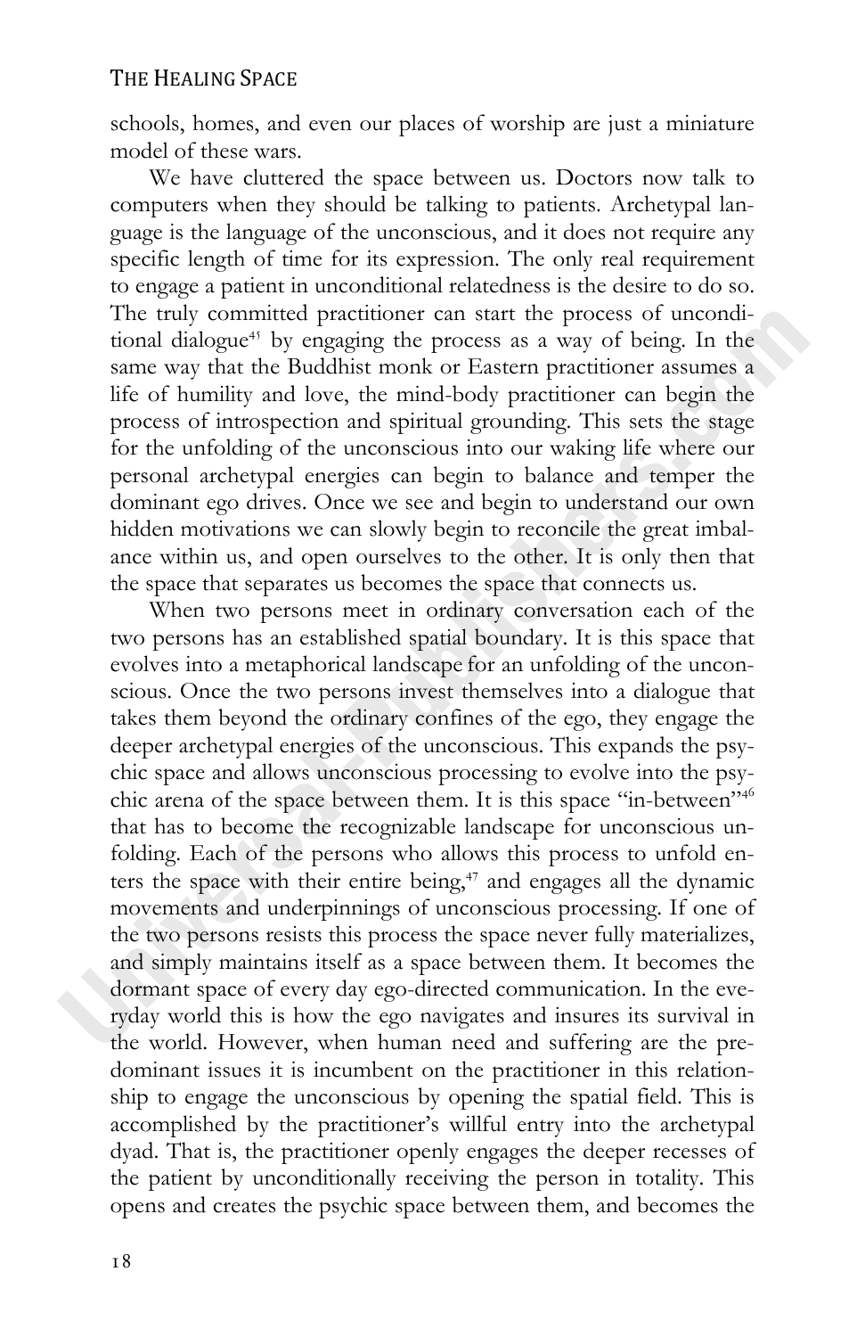schools, homes, and even our places of worship are just a miniature model of these wars.

We have cluttered the space between us. Doctors now talk to computers when they should be talking to patients. Archetypal language is the language of the unconscious, and it does not require any specific length of time for its expression. The only real requirement to engage a patient in unconditional relatedness is the desire to do so. The truly committed practitioner can start the process of unconditional dialogue[45] by engaging the process as a way of being. In the same way that the Buddhist monk or Eastern practitioner assumes a life of humility and love, the mind-body practitioner can begin the process of introspection and spiritual grounding. This sets the stage for the unfolding of the unconscious into our waking life where our personal archetypal energies can begin to balance and temper the dominant ego drives. Once we see and begin to understand our own hidden motivations we can slowly begin to reconcile the great imbalance within us, and open ourselves to the other. It is only then that the space that separates us becomes the space that connects us.

When two persons meet in ordinary conversation each of the two persons has an established spatial boundary. It is this space that evolves into a metaphorical landscape for an unfolding of the unconscious. Once the two persons invest themselves into a dialogue that takes them beyond the ordinary confines of the ego, they engage the deeper archetypal energies of the unconscious. This expands the psychic space and allows unconscious processing to evolve into the psychic arena of the space between them. It is this space "in-between"[46] that has to become the recognizable landscape for unconscious unfolding. Each of the persons who allows this process to unfold enters the space with their entire being,[47] and engages all the dynamic movements and underpinnings of unconscious processing. If one of the two persons resists this process the space never fully materializes, and simply maintains itself as a space between them. It becomes the dormant space of every day ego-directed communication. In the everyday world this is how the ego navigates and insures its survival in the world. However, when human need and suffering are the predominant issues it is incumbent on the practitioner in this relationship to engage the unconscious by opening the spatial field. This is accomplished by the practitioner's willful entry into the archetypal dyad. That is, the practitioner openly engages the deeper recesses of the patient by unconditionally receiving the person in totality. This opens and creates the psychic space between them, and becomes the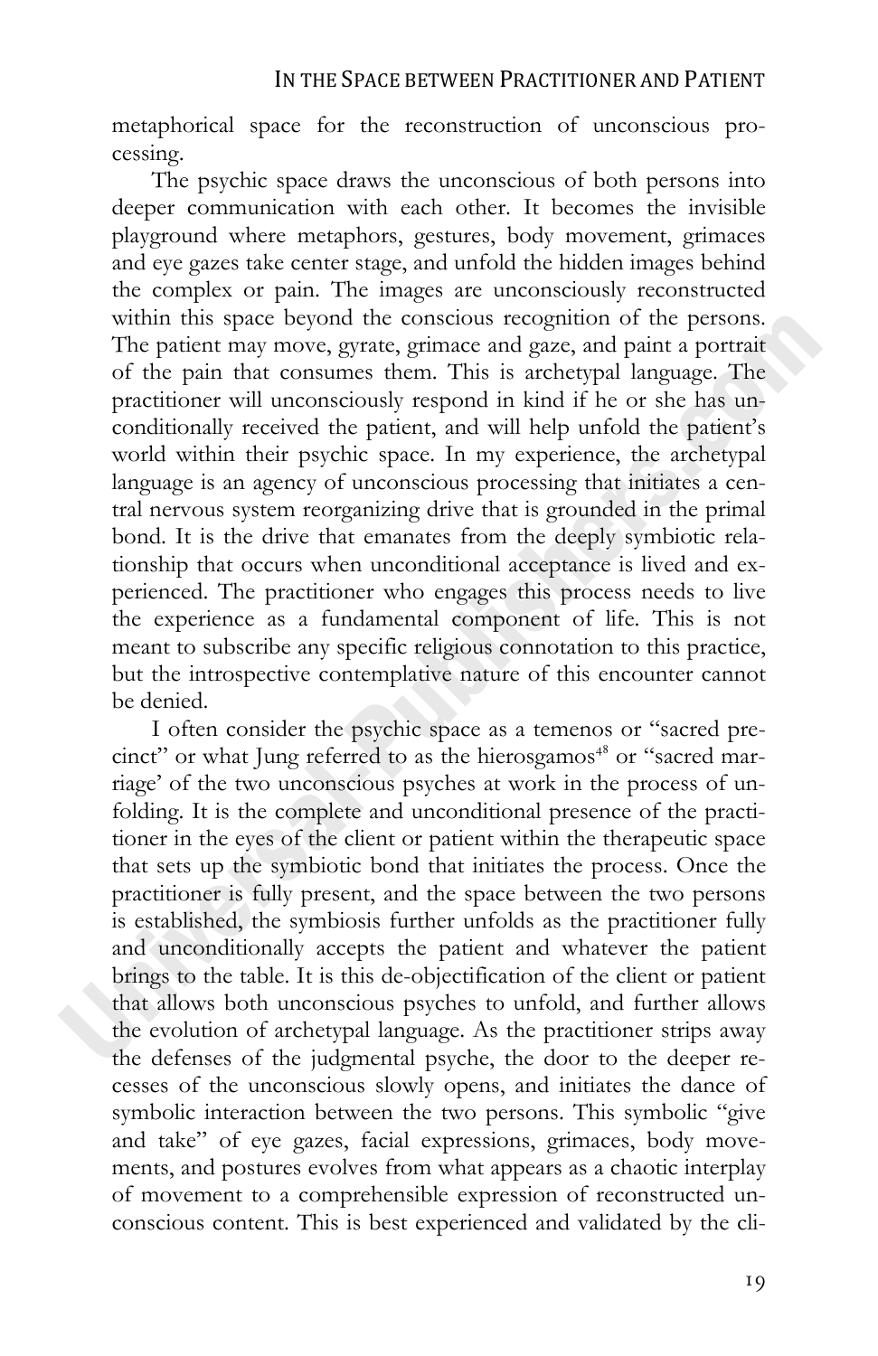metaphorical space for the reconstruction of unconscious processing.

The psychic space draws the unconscious of both persons into deeper communication with each other. It becomes the invisible playground where metaphors, gestures, body movement, grimaces and eye gazes take center stage, and unfold the hidden images behind the complex or pain. The images are unconsciously reconstructed within this space beyond the conscious recognition of the persons. The patient may move, gyrate, grimace and gaze, and paint a portrait of the pain that consumes them. This is archetypal language. The practitioner will unconsciously respond in kind if he or she has unconditionally received the patient, and will help unfold the patient's world within their psychic space. In my experience, the archetypal language is an agency of unconscious processing that initiates a central nervous system reorganizing drive that is grounded in the primal bond. It is the drive that emanates from the deeply symbiotic relationship that occurs when unconditional acceptance is lived and experienced. The practitioner who engages this process needs to live the experience as a fundamental component of life. This is not meant to subscribe any specific religious connotation to this practice, but the introspective contemplative nature of this encounter cannot be denied.

I often consider the psychic space as a temenos or "sacred precinct" or what Jung referred to as the hierosgamos[48] or "sacred marriage' of the two unconscious psyches at work in the process of unfolding. It is the complete and unconditional presence of the practitioner in the eyes of the client or patient within the therapeutic space that sets up the symbiotic bond that initiates the process. Once the practitioner is fully present, and the space between the two persons is established, the symbiosis further unfolds as the practitioner fully and unconditionally accepts the patient and whatever the patient brings to the table. It is this de-objectification of the client or patient that allows both unconscious psyches to unfold, and further allows the evolution of archetypal language. As the practitioner strips away the defenses of the judgmental psyche, the door to the deeper recesses of the unconscious slowly opens, and initiates the dance of symbolic interaction between the two persons. This symbolic "give and take" of eye gazes, facial expressions, grimaces, body movements, and postures evolves from what appears as a chaotic interplay of movement to a comprehensible expression of reconstructed unconscious content. This is best experienced and validated by the cli-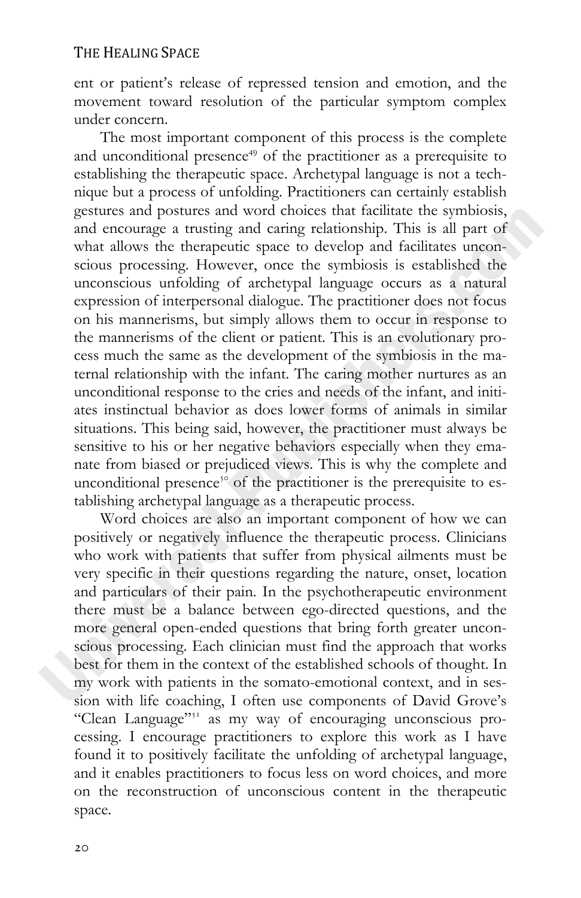ent or patient's release of repressed tension and emotion, and the movement toward resolution of the particular symptom complex under concern.

The most important component of this process is the complete and unconditional presence[49] of the practitioner as a prerequisite to establishing the therapeutic space. Archetypal language is not a technique but a process of unfolding. Practitioners can certainly establish gestures and postures and word choices that facilitate the symbiosis, and encourage a trusting and caring relationship. This is all part of what allows the therapeutic space to develop and facilitates unconscious processing. However, once the symbiosis is established the unconscious unfolding of archetypal language occurs as a natural expression of interpersonal dialogue. The practitioner does not focus on his mannerisms, but simply allows them to occur in response to the mannerisms of the client or patient. This is an evolutionary process much the same as the development of the symbiosis in the maternal relationship with the infant. The caring mother nurtures as an unconditional response to the cries and needs of the infant, and initiates instinctual behavior as does lower forms of animals in similar situations. This being said, however, the practitioner must always be sensitive to his or her negative behaviors especially when they emanate from biased or prejudiced views. This is why the complete and unconditional presence[50] of the practitioner is the prerequisite to establishing archetypal language as a therapeutic process.

Word choices are also an important component of how we can positively or negatively influence the therapeutic process. Clinicians who work with patients that suffer from physical ailments must be very specific in their questions regarding the nature, onset, location and particulars of their pain. In the psychotherapeutic environment there must be a balance between ego-directed questions, and the more general open-ended questions that bring forth greater unconscious processing. Each clinician must find the approach that works best for them in the context of the established schools of thought. In my work with patients in the somato-emotional context, and in session with life coaching, I often use components of David Grove's "Clean Language"[51] as my way of encouraging unconscious processing. I encourage practitioners to explore this work as I have found it to positively facilitate the unfolding of archetypal language, and it enables practitioners to focus less on word choices, and more on the reconstruction of unconscious content in the therapeutic space.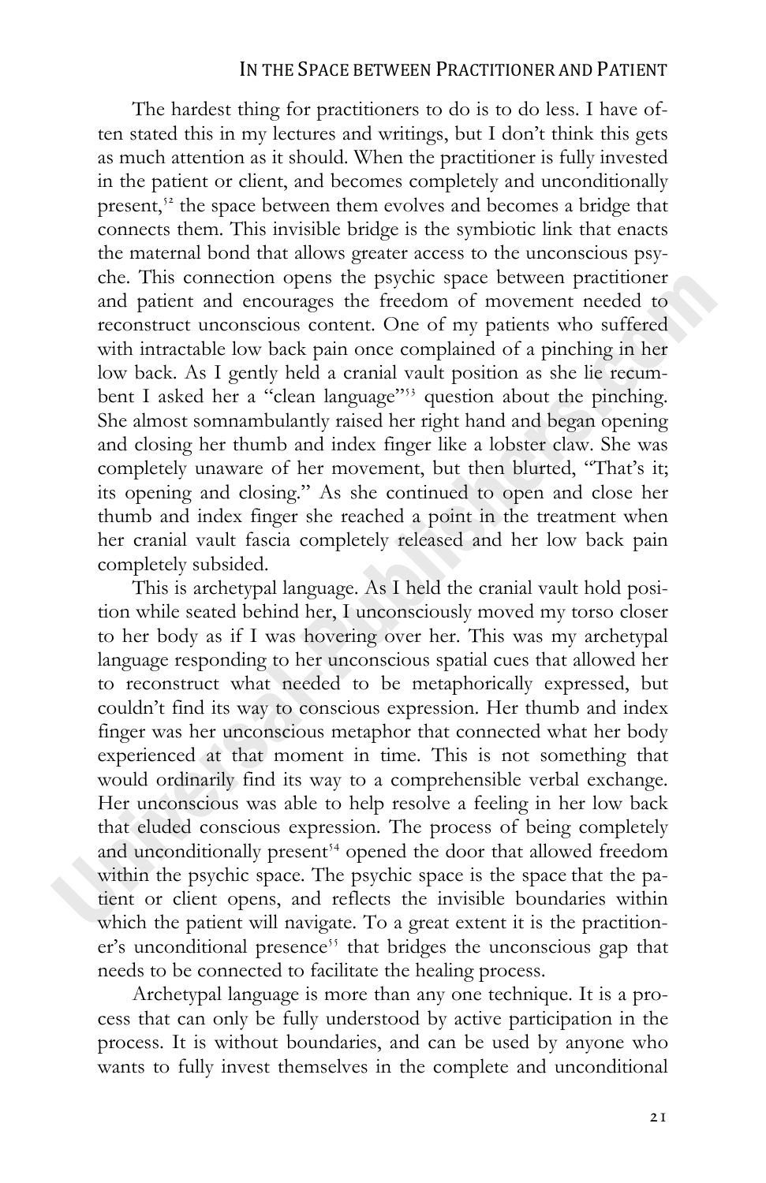The hardest thing for practitioners to do is to do less. I have often stated this in my lectures and writings, but I don't think this gets as much attention as it should. When the practitioner is fully invested in the patient or client, and becomes completely and unconditionally present,[52] the space between them evolves and becomes a bridge that connects them. This invisible bridge is the symbiotic link that enacts the maternal bond that allows greater access to the unconscious psyche. This connection opens the psychic space between practitioner and patient and encourages the freedom of movement needed to reconstruct unconscious content. One of my patients who suffered with intractable low back pain once complained of a pinching in her low back. As I gently held a cranial vault position as she lie recumbent I asked her a "clean language"[53] question about the pinching. She almost somnambulantly raised her right hand and began opening and closing her thumb and index finger like a lobster claw. She was completely unaware of her movement, but then blurted, "That's it; its opening and closing." As she continued to open and close her thumb and index finger she reached a point in the treatment when her cranial vault fascia completely released and her low back pain completely subsided.

This is archetypal language. As I held the cranial vault hold position while seated behind her, I unconsciously moved my torso closer to her body as if I was hovering over her. This was my archetypal language responding to her unconscious spatial cues that allowed her to reconstruct what needed to be metaphorically expressed, but couldn't find its way to conscious expression. Her thumb and index finger was her unconscious metaphor that connected what her body experienced at that moment in time. This is not something that would ordinarily find its way to a comprehensible verbal exchange. Her unconscious was able to help resolve a feeling in her low back that eluded conscious expression. The process of being completely and unconditionally present[54] opened the door that allowed freedom within the psychic space. The psychic space is the space that the patient or client opens, and reflects the invisible boundaries within which the patient will navigate. To a great extent it is the practitioner's unconditional presence[55] that bridges the unconscious gap that needs to be connected to facilitate the healing process.

Archetypal language is more than any one technique. It is a process that can only be fully understood by active participation in the process. It is without boundaries, and can be used by anyone who wants to fully invest themselves in the complete and unconditional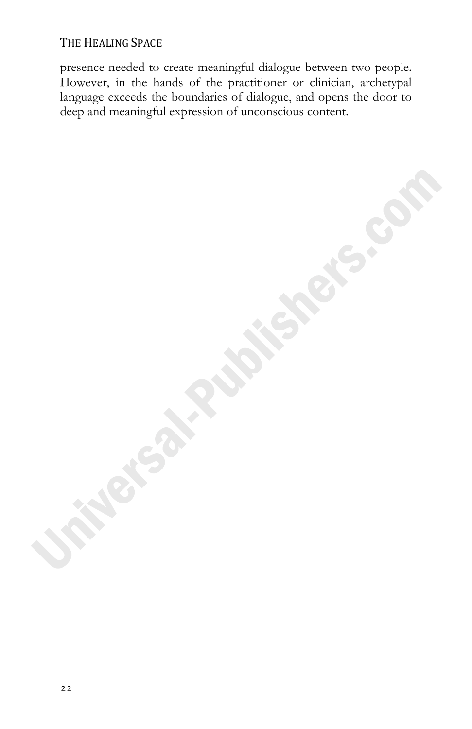presence needed to create meaningful dialogue between two people. However, in the hands of the practitioner or clinician, archetypal language exceeds the boundaries of dialogue, and opens the door to deep and meaningful expression of unconscious content.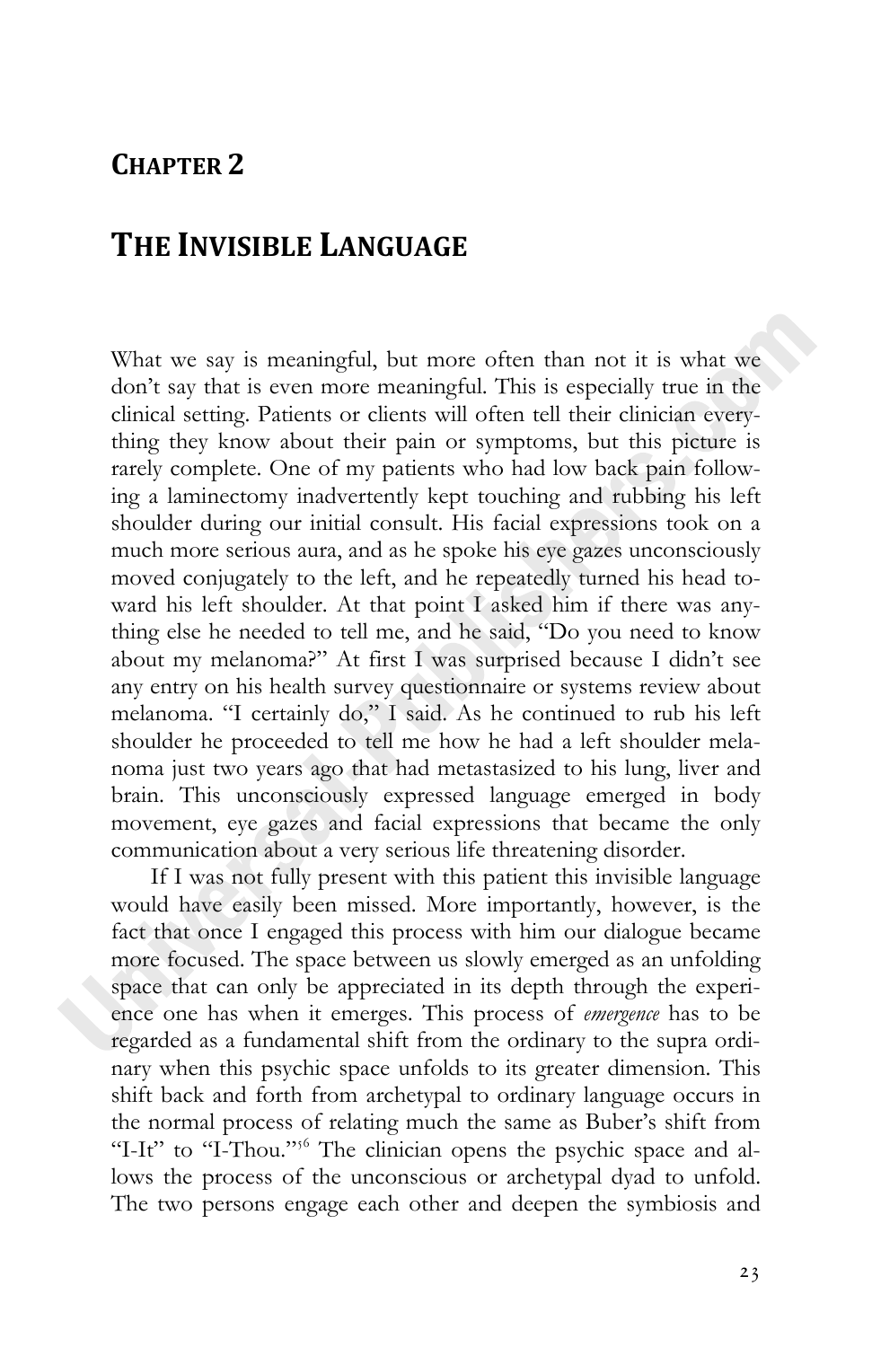# CHAPTER 2

# THE INVISIBLE LANGUAGE

What we say is meaningful, but more often than not it is what we don't say that is even more meaningful. This is especially true in the clinical setting. Patients or clients will often tell their clinician everything they know about their pain or symptoms, but this picture is rarely complete. One of my patients who had low back pain following a laminectomy inadvertently kept touching and rubbing his left shoulder during our initial consult. His facial expressions took on a much more serious aura, and as he spoke his eye gazes unconsciously moved conjugately to the left, and he repeatedly turned his head toward his left shoulder. At that point I asked him if there was anything else he needed to tell me, and he said, "Do you need to know about my melanoma?" At first I was surprised because I didn't see any entry on his health survey questionnaire or systems review about melanoma. "I certainly do," I said. As he continued to rub his left shoulder he proceeded to tell me how he had a left shoulder melanoma just two years ago that had metastasized to his lung, liver and brain. This unconsciously expressed language emerged in body movement, eye gazes and facial expressions that became the only communication about a very serious life threatening disorder.

If I was not fully present with this patient this invisible language would have easily been missed. More importantly, however, is the fact that once I engaged this process with him our dialogue became more focused. The space between us slowly emerged as an unfolding space that can only be appreciated in its depth through the experience one has when it emerges. This process of *emergence* has to be regarded as a fundamental shift from the ordinary to the supra ordinary when this psychic space unfolds to its greater dimension. This shift back and forth from archetypal to ordinary language occurs in the normal process of relating much the same as Buber's shift from "I-It" to "I-Thou."[56] The clinician opens the psychic space and allows the process of the unconscious or archetypal dyad to unfold. The two persons engage each other and deepen the symbiosis and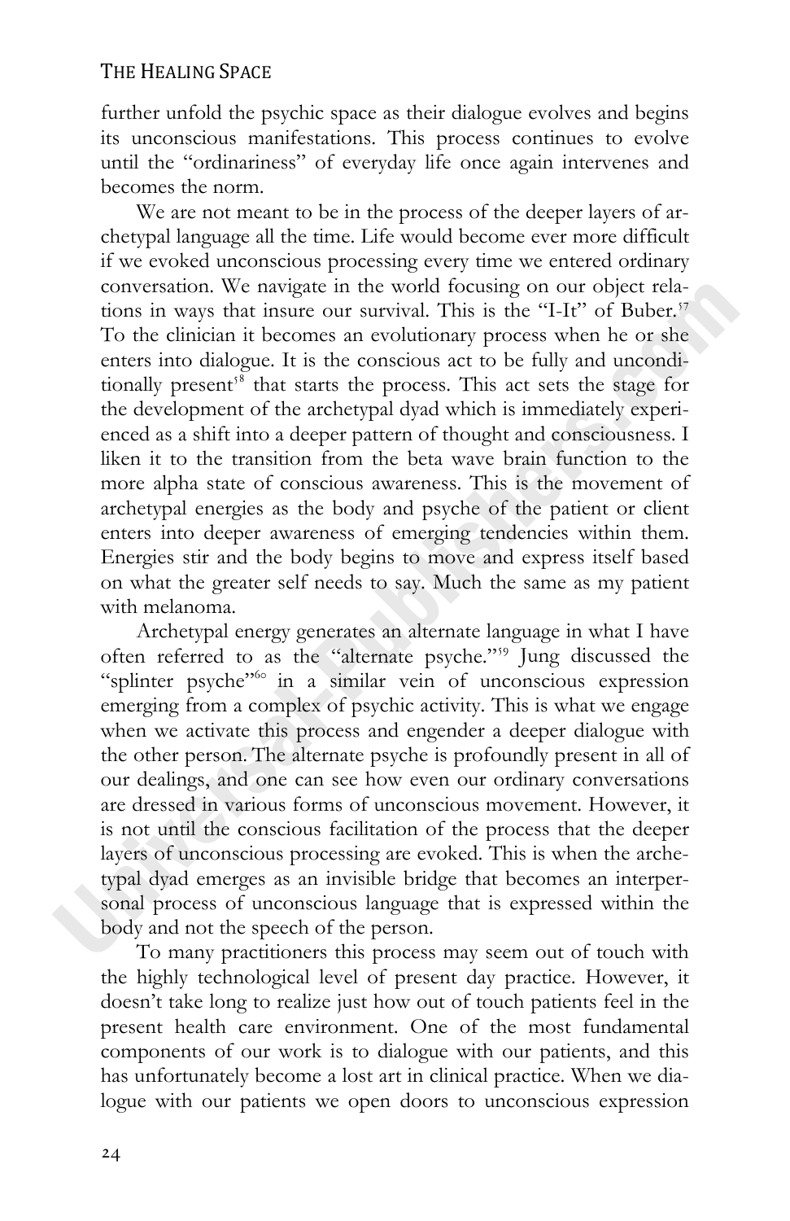further unfold the psychic space as their dialogue evolves and begins its unconscious manifestations. This process continues to evolve until the "ordinariness" of everyday life once again intervenes and becomes the norm.

We are not meant to be in the process of the deeper layers of archetypal language all the time. Life would become ever more difficult if we evoked unconscious processing every time we entered ordinary conversation. We navigate in the world focusing on our object relations in ways that insure our survival. This is the "I-It" of Buber.[57] To the clinician it becomes an evolutionary process when he or she enters into dialogue. It is the conscious act to be fully and unconditionally present[58] that starts the process. This act sets the stage for the development of the archetypal dyad which is immediately experienced as a shift into a deeper pattern of thought and consciousness. I liken it to the transition from the beta wave brain function to the more alpha state of conscious awareness. This is the movement of archetypal energies as the body and psyche of the patient or client enters into deeper awareness of emerging tendencies within them. Energies stir and the body begins to move and express itself based on what the greater self needs to say. Much the same as my patient with melanoma.

Archetypal energy generates an alternate language in what I have often referred to as the "alternate psyche."[59] Jung discussed the "splinter psyche"[60] in a similar vein of unconscious expression emerging from a complex of psychic activity. This is what we engage when we activate this process and engender a deeper dialogue with the other person. The alternate psyche is profoundly present in all of our dealings, and one can see how even our ordinary conversations are dressed in various forms of unconscious movement. However, it is not until the conscious facilitation of the process that the deeper layers of unconscious processing are evoked. This is when the archetypal dyad emerges as an invisible bridge that becomes an interpersonal process of unconscious language that is expressed within the body and not the speech of the person.

To many practitioners this process may seem out of touch with the highly technological level of present day practice. However, it doesn't take long to realize just how out of touch patients feel in the present health care environment. One of the most fundamental components of our work is to dialogue with our patients, and this has unfortunately become a lost art in clinical practice. When we dialogue with our patients we open doors to unconscious expression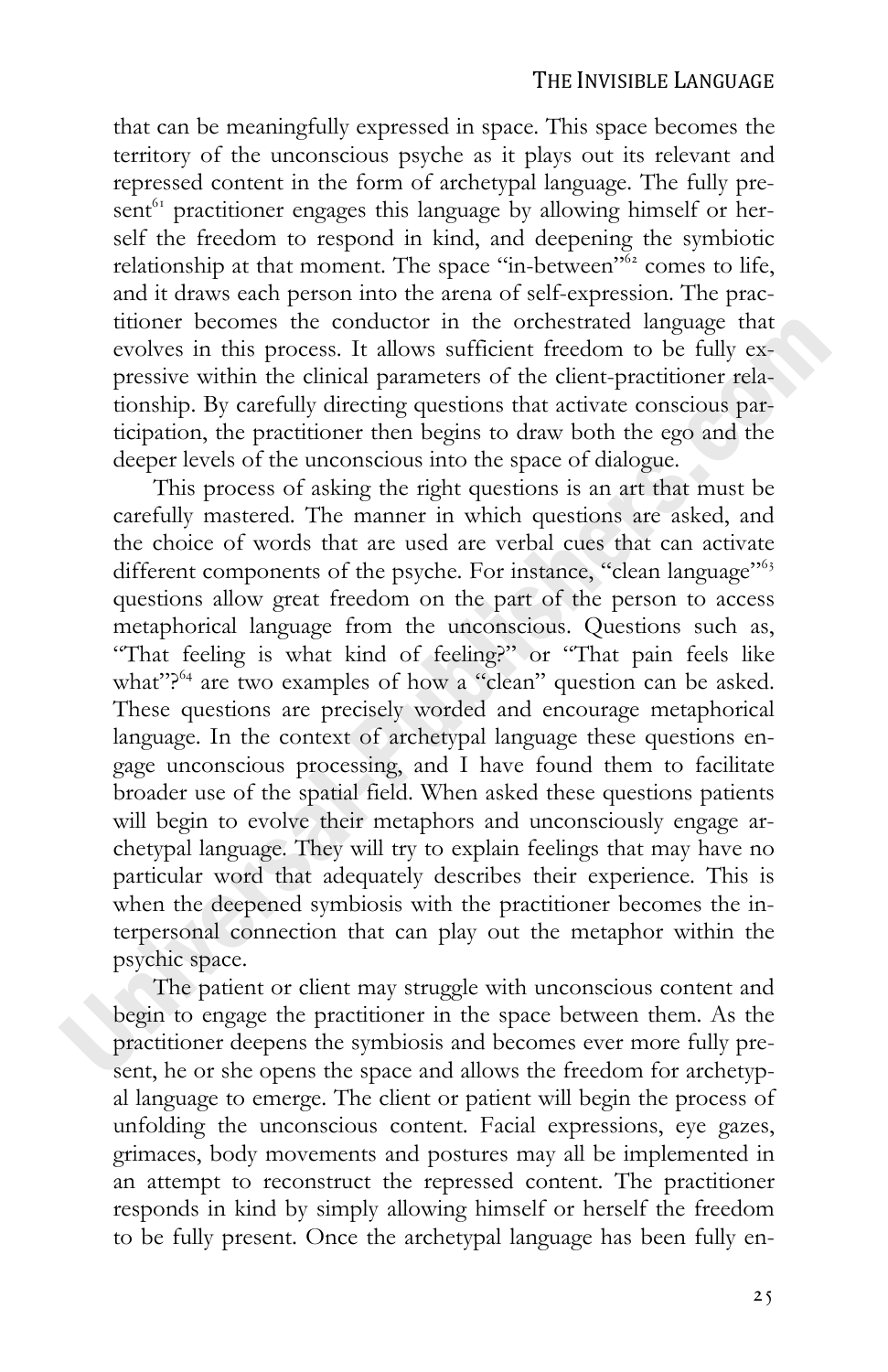that can be meaningfully expressed in space. This space becomes the territory of the unconscious psyche as it plays out its relevant and repressed content in the form of archetypal language. The fully present[61] practitioner engages this language by allowing himself or herself the freedom to respond in kind, and deepening the symbiotic relationship at that moment. The space "in-between"[62] comes to life, and it draws each person into the arena of self-expression. The practitioner becomes the conductor in the orchestrated language that evolves in this process. It allows sufficient freedom to be fully expressive within the clinical parameters of the client-practitioner relationship. By carefully directing questions that activate conscious participation, the practitioner then begins to draw both the ego and the deeper levels of the unconscious into the space of dialogue.

This process of asking the right questions is an art that must be carefully mastered. The manner in which questions are asked, and the choice of words that are used are verbal cues that can activate different components of the psyche. For instance, "clean language"[63] questions allow great freedom on the part of the person to access metaphorical language from the unconscious. Questions such as, "That feeling is what kind of feeling?" or "That pain feels like what"?[64] are two examples of how a "clean" question can be asked. These questions are precisely worded and encourage metaphorical language. In the context of archetypal language these questions engage unconscious processing, and I have found them to facilitate broader use of the spatial field. When asked these questions patients will begin to evolve their metaphors and unconsciously engage archetypal language. They will try to explain feelings that may have no particular word that adequately describes their experience. This is when the deepened symbiosis with the practitioner becomes the interpersonal connection that can play out the metaphor within the psychic space.

The patient or client may struggle with unconscious content and begin to engage the practitioner in the space between them. As the practitioner deepens the symbiosis and becomes ever more fully present, he or she opens the space and allows the freedom for archetypal language to emerge. The client or patient will begin the process of unfolding the unconscious content. Facial expressions, eye gazes, grimaces, body movements and postures may all be implemented in an attempt to reconstruct the repressed content. The practitioner responds in kind by simply allowing himself or herself the freedom to be fully present. Once the archetypal language has been fully en-